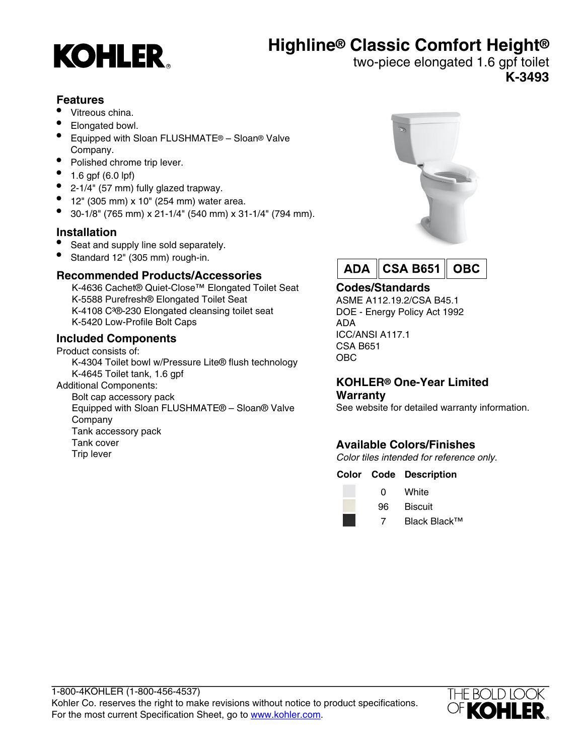# KOHLER

## Highline® Classic Comfort Height®

two-piece elongated 1.6 gpf toilet

**K-3493**

### Features

- Vitreous china.
- Elongated bowl.
- Equipped with Sloan FLUSHMATE® – Sloan® Valve Company.
- Polished chrome trip lever.
- 1.6 gpf (6.0 lpf)
- 2-1/4" (57 mm) fully glazed trapway.
- 12" (305 mm) x 10" (254 mm) water area.
- 30-1/8" (765 mm) x 21-1/4" (540 mm) x 31-1/4" (794 mm).

### Installation

- Seat and supply line sold separately.
- Standard 12" (305 mm) rough-in.

### Recommended Products/Accessories

K-4636 Cachet® Quiet-Close™ Elongated Toilet Seat
K-5588 Purefresh® Elongated Toilet Seat
K-4108 C³®-230 Elongated cleansing toilet seat
K-5420 Low-Profile Bolt Caps

### Included Components

Product consists of:

K-4304 Toilet bowl w/Pressure Lite® flush technology
K-4645 Toilet tank, 1.6 gpf

Additional Components:

Bolt cap accessory pack
Equipped with Sloan FLUSHMATE® – Sloan® Valve Company
Tank accessory pack
Tank cover
Trip lever

ADA | CSA B651 | OBC

### Codes/Standards

ASME A112.19.2/CSA B45.1
DOE - Energy Policy Act 1992
ADA
ICC/ANSI A117.1
CSA B651
OBC

### KOHLER® One-Year Limited Warranty

See website for detailed warranty information.

### Available Colors/Finishes

*Color tiles intended for reference only.*

| Color | Code | Description |
|---|---|---|
| | 0 | White |
| | 96 | Biscuit |
| | 7 | Black Black™ |

1-800-4KOHLER (1-800-456-4537)
Kohler Co. reserves the right to make revisions without notice to product specifications.
For the most current Specification Sheet, go to www.kohler.com.

THE BOLD LOOK OF KOHLER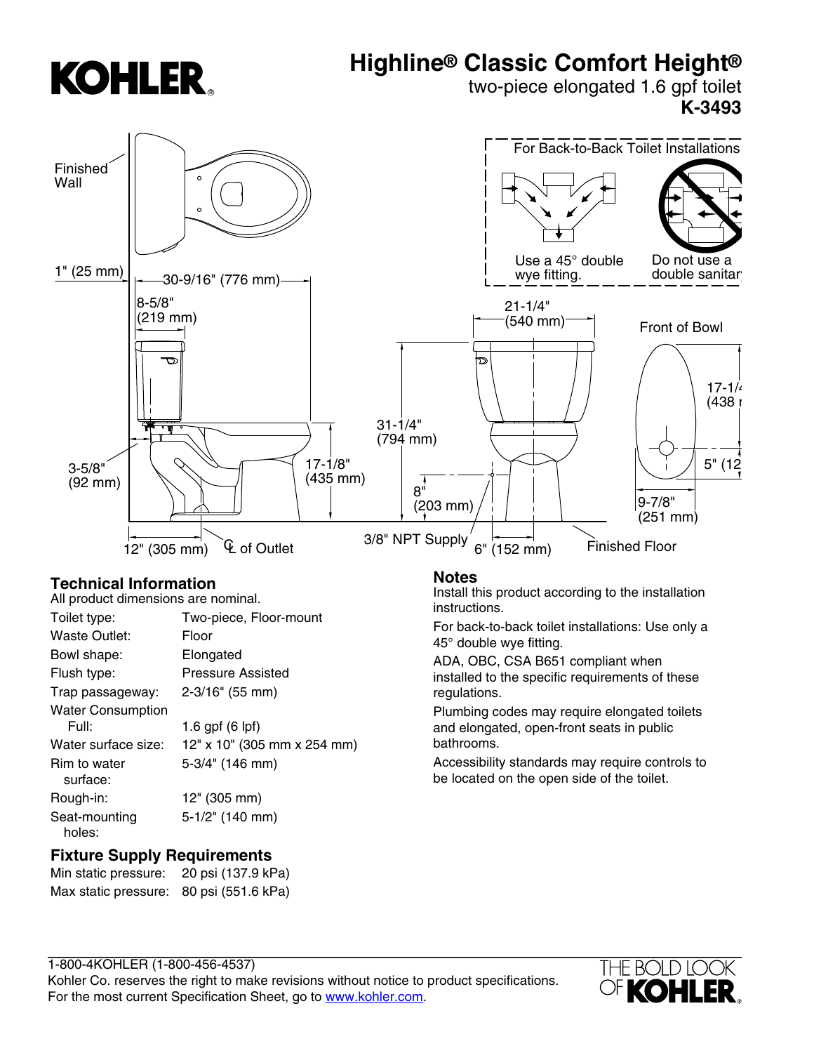# Highline® Classic Comfort Height®

two-piece elongated 1.6 gpf toilet

**K-3493**

Finished Wall

1" (25 mm)

30-9/16" (776 mm)

8-5/8" (219 mm)

3-5/8" (92 mm)

17-1/8" (435 mm)

12" (305 mm)

℄ of Outlet

For Back-to-Back Toilet Installations

Use a 45° double wye fitting.

Do not use a double sanitar

21-1/4" (540 mm)

31-1/4" (794 mm)

8" (203 mm)

3/8" NPT Supply

6" (152 mm)

Front of Bowl

17-1/4 (438

5" (12

9-7/8" (251 mm)

Finished Floor

## Technical Information

All product dimensions are nominal.

| | |
|---|---|
| Toilet type: | Two-piece, Floor-mount |
| Waste Outlet: | Floor |
| Bowl shape: | Elongated |
| Flush type: | Pressure Assisted |
| Trap passageway: | 2-3/16" (55 mm) |
| Water Consumption Full: | 1.6 gpf (6 lpf) |
| Water surface size: | 12" x 10" (305 mm x 254 mm) |
| Rim to water surface: | 5-3/4" (146 mm) |
| Rough-in: | 12" (305 mm) |
| Seat-mounting holes: | 5-1/2" (140 mm) |

## Fixture Supply Requirements

| | |
|---|---|
| Min static pressure: | 20 psi (137.9 kPa) |
| Max static pressure: | 80 psi (551.6 kPa) |

## Notes

Install this product according to the installation instructions.

For back-to-back toilet installations: Use only a 45° double wye fitting.

ADA, OBC, CSA B651 compliant when installed to the specific requirements of these regulations.

Plumbing codes may require elongated toilets and elongated, open-front seats in public bathrooms.

Accessibility standards may require controls to be located on the open side of the toilet.

1-800-4KOHLER (1-800-456-4537)

Kohler Co. reserves the right to make revisions without notice to product specifications.

For the most current Specification Sheet, go to www.kohler.com.